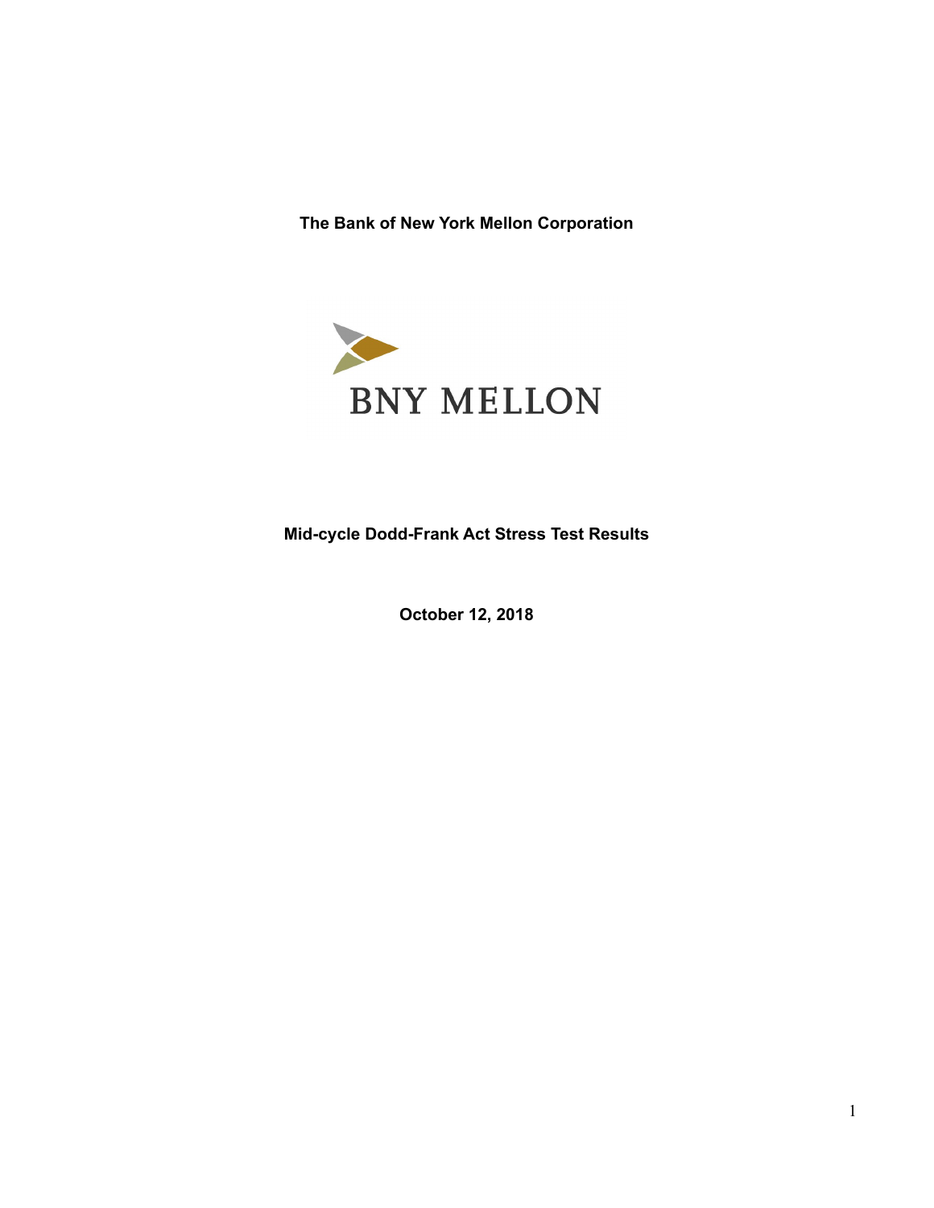**The Bank of New York Mellon Corporation**

BNY MELLON

**Mid-cycle Dodd-Frank Act Stress Test Results**

**October 12, 2018**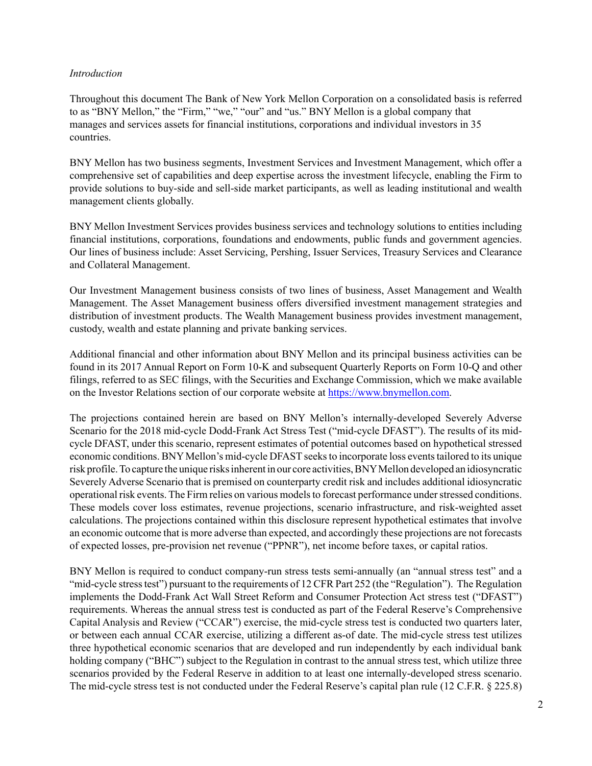*Introduction*

Throughout this document The Bank of New York Mellon Corporation on a consolidated basis is referred to as "BNY Mellon," the "Firm," "we," "our" and "us." BNY Mellon is a global company that manages and services assets for financial institutions, corporations and individual investors in 35 countries.

BNY Mellon has two business segments, Investment Services and Investment Management, which offer a comprehensive set of capabilities and deep expertise across the investment lifecycle, enabling the Firm to provide solutions to buy-side and sell-side market participants, as well as leading institutional and wealth management clients globally.

BNY Mellon Investment Services provides business services and technology solutions to entities including financial institutions, corporations, foundations and endowments, public funds and government agencies. Our lines of business include: Asset Servicing, Pershing, Issuer Services, Treasury Services and Clearance and Collateral Management.

Our Investment Management business consists of two lines of business, Asset Management and Wealth Management. The Asset Management business offers diversified investment management strategies and distribution of investment products. The Wealth Management business provides investment management, custody, wealth and estate planning and private banking services.

Additional financial and other information about BNY Mellon and its principal business activities can be found in its 2017 Annual Report on Form 10-K and subsequent Quarterly Reports on Form 10-Q and other filings, referred to as SEC filings, with the Securities and Exchange Commission, which we make available on the Investor Relations section of our corporate website at [https://www.bnymellon.com](https://www.bnymellon.com).

The projections contained herein are based on BNY Mellon's internally-developed Severely Adverse Scenario for the 2018 mid-cycle Dodd-Frank Act Stress Test ("mid-cycle DFAST"). The results of its mid-cycle DFAST, under this scenario, represent estimates of potential outcomes based on hypothetical stressed economic conditions. BNY Mellon's mid-cycle DFAST seeks to incorporate loss events tailored to its unique risk profile. To capture the unique risks inherent in our core activities, BNY Mellon developed an idiosyncratic Severely Adverse Scenario that is premised on counterparty credit risk and includes additional idiosyncratic operational risk events. The Firm relies on various models to forecast performance under stressed conditions. These models cover loss estimates, revenue projections, scenario infrastructure, and risk-weighted asset calculations. The projections contained within this disclosure represent hypothetical estimates that involve an economic outcome that is more adverse than expected, and accordingly these projections are not forecasts of expected losses, pre-provision net revenue ("PPNR"), net income before taxes, or capital ratios.

BNY Mellon is required to conduct company-run stress tests semi-annually (an "annual stress test" and a "mid-cycle stress test") pursuant to the requirements of 12 CFR Part 252 (the "Regulation"). The Regulation implements the Dodd-Frank Act Wall Street Reform and Consumer Protection Act stress test ("DFAST") requirements. Whereas the annual stress test is conducted as part of the Federal Reserve's Comprehensive Capital Analysis and Review ("CCAR") exercise, the mid-cycle stress test is conducted two quarters later, or between each annual CCAR exercise, utilizing a different as-of date. The mid-cycle stress test utilizes three hypothetical economic scenarios that are developed and run independently by each individual bank holding company ("BHC") subject to the Regulation in contrast to the annual stress test, which utilize three scenarios provided by the Federal Reserve in addition to at least one internally-developed stress scenario. The mid-cycle stress test is not conducted under the Federal Reserve's capital plan rule (12 C.F.R. § 225.8)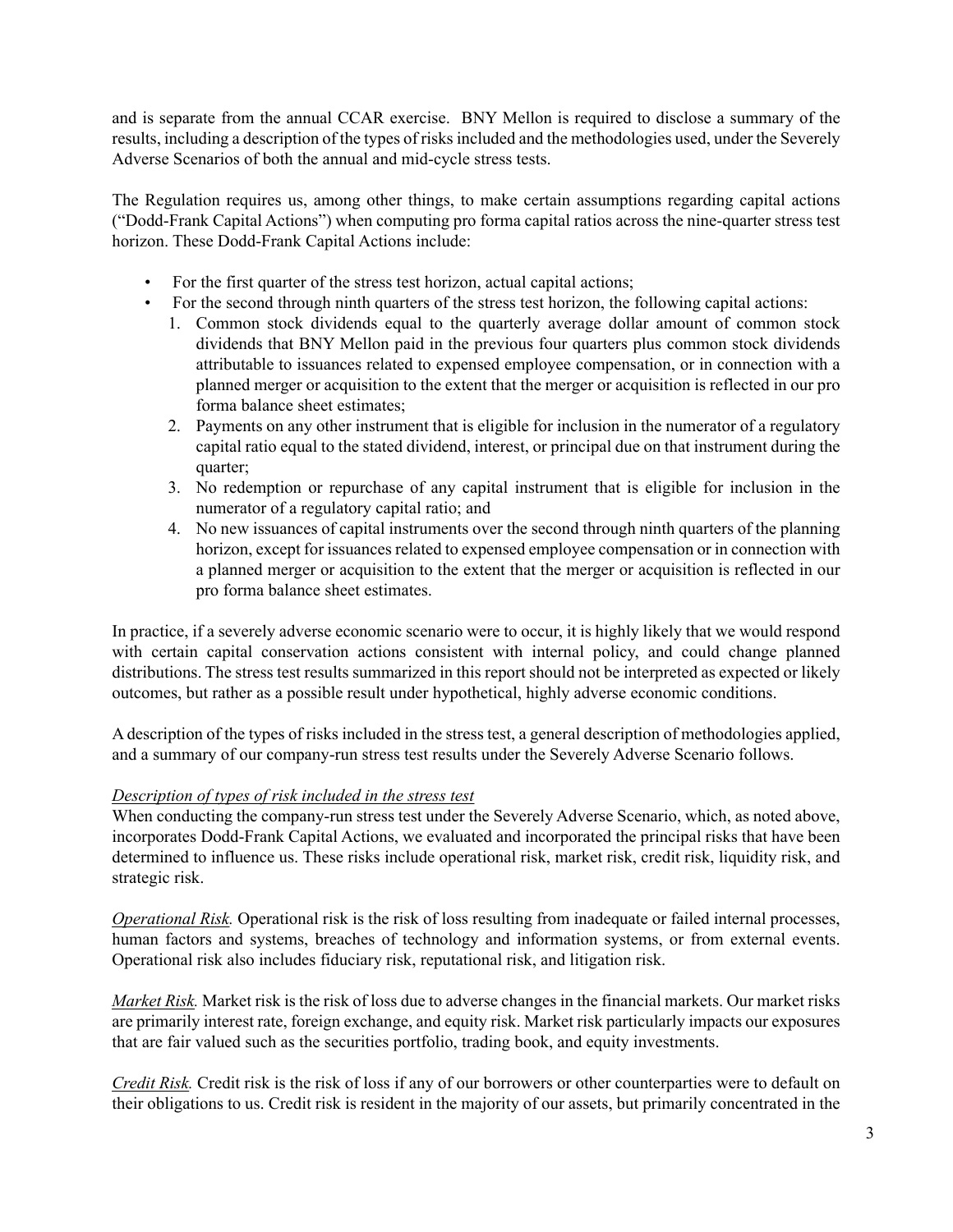and is separate from the annual CCAR exercise. BNY Mellon is required to disclose a summary of the results, including a description of the types of risks included and the methodologies used, under the Severely Adverse Scenarios of both the annual and mid-cycle stress tests.

The Regulation requires us, among other things, to make certain assumptions regarding capital actions ("Dodd-Frank Capital Actions") when computing pro forma capital ratios across the nine-quarter stress test horizon. These Dodd-Frank Capital Actions include:

- For the first quarter of the stress test horizon, actual capital actions;
- For the second through ninth quarters of the stress test horizon, the following capital actions:
  1. Common stock dividends equal to the quarterly average dollar amount of common stock dividends that BNY Mellon paid in the previous four quarters plus common stock dividends attributable to issuances related to expensed employee compensation, or in connection with a planned merger or acquisition to the extent that the merger or acquisition is reflected in our pro forma balance sheet estimates;
  2. Payments on any other instrument that is eligible for inclusion in the numerator of a regulatory capital ratio equal to the stated dividend, interest, or principal due on that instrument during the quarter;
  3. No redemption or repurchase of any capital instrument that is eligible for inclusion in the numerator of a regulatory capital ratio; and
  4. No new issuances of capital instruments over the second through ninth quarters of the planning horizon, except for issuances related to expensed employee compensation or in connection with a planned merger or acquisition to the extent that the merger or acquisition is reflected in our pro forma balance sheet estimates.

In practice, if a severely adverse economic scenario were to occur, it is highly likely that we would respond with certain capital conservation actions consistent with internal policy, and could change planned distributions. The stress test results summarized in this report should not be interpreted as expected or likely outcomes, but rather as a possible result under hypothetical, highly adverse economic conditions.

A description of the types of risks included in the stress test, a general description of methodologies applied, and a summary of our company-run stress test results under the Severely Adverse Scenario follows.

*Description of types of risk included in the stress test*

When conducting the company-run stress test under the Severely Adverse Scenario, which, as noted above, incorporates Dodd-Frank Capital Actions, we evaluated and incorporated the principal risks that have been determined to influence us. These risks include operational risk, market risk, credit risk, liquidity risk, and strategic risk.

*Operational Risk.* Operational risk is the risk of loss resulting from inadequate or failed internal processes, human factors and systems, breaches of technology and information systems, or from external events. Operational risk also includes fiduciary risk, reputational risk, and litigation risk.

*Market Risk.* Market risk is the risk of loss due to adverse changes in the financial markets. Our market risks are primarily interest rate, foreign exchange, and equity risk. Market risk particularly impacts our exposures that are fair valued such as the securities portfolio, trading book, and equity investments.

*Credit Risk.* Credit risk is the risk of loss if any of our borrowers or other counterparties were to default on their obligations to us. Credit risk is resident in the majority of our assets, but primarily concentrated in the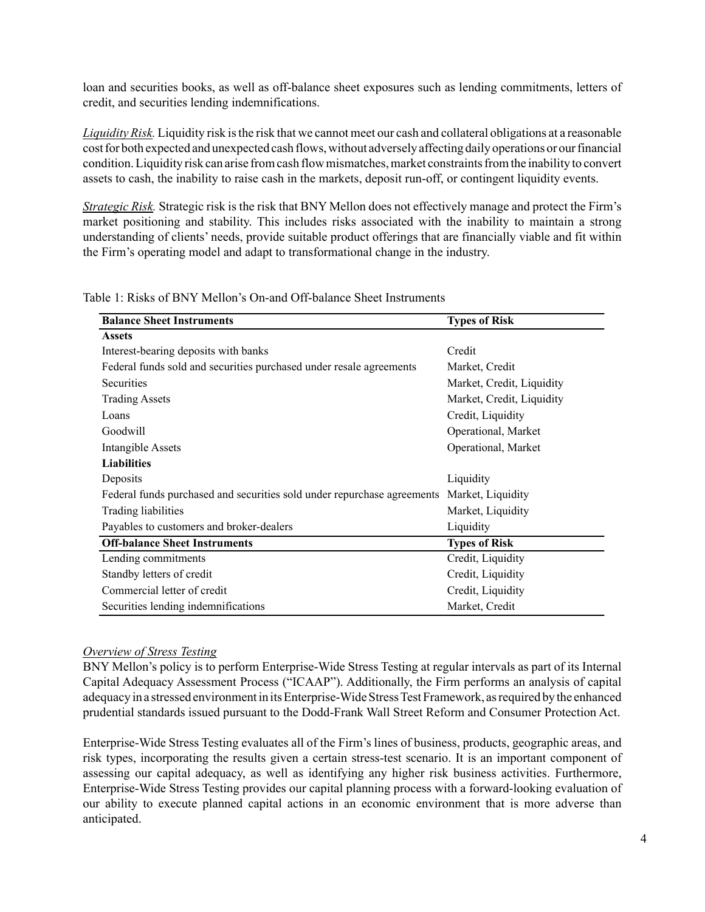loan and securities books, as well as off-balance sheet exposures such as lending commitments, letters of credit, and securities lending indemnifications.

*Liquidity Risk.* Liquidity risk is the risk that we cannot meet our cash and collateral obligations at a reasonable cost for both expected and unexpected cash flows, without adversely affecting daily operations or our financial condition. Liquidity risk can arise from cash flow mismatches, market constraints from the inability to convert assets to cash, the inability to raise cash in the markets, deposit run-off, or contingent liquidity events.

*Strategic Risk.* Strategic risk is the risk that BNY Mellon does not effectively manage and protect the Firm's market positioning and stability. This includes risks associated with the inability to maintain a strong understanding of clients' needs, provide suitable product offerings that are financially viable and fit within the Firm's operating model and adapt to transformational change in the industry.

Table 1: Risks of BNY Mellon's On-and Off-balance Sheet Instruments

| Balance Sheet Instruments | Types of Risk |
|---|---|
| **Assets** | |
| Interest-bearing deposits with banks | Credit |
| Federal funds sold and securities purchased under resale agreements | Market, Credit |
| Securities | Market, Credit, Liquidity |
| Trading Assets | Market, Credit, Liquidity |
| Loans | Credit, Liquidity |
| Goodwill | Operational, Market |
| Intangible Assets | Operational, Market |
| **Liabilities** | |
| Deposits | Liquidity |
| Federal funds purchased and securities sold under repurchase agreements | Market, Liquidity |
| Trading liabilities | Market, Liquidity |
| Payables to customers and broker-dealers | Liquidity |
| **Off-balance Sheet Instruments** | **Types of Risk** |
| Lending commitments | Credit, Liquidity |
| Standby letters of credit | Credit, Liquidity |
| Commercial letter of credit | Credit, Liquidity |
| Securities lending indemnifications | Market, Credit |

*Overview of Stress Testing*

BNY Mellon's policy is to perform Enterprise-Wide Stress Testing at regular intervals as part of its Internal Capital Adequacy Assessment Process ("ICAAP"). Additionally, the Firm performs an analysis of capital adequacy in a stressed environment in its Enterprise-Wide Stress Test Framework, as required by the enhanced prudential standards issued pursuant to the Dodd-Frank Wall Street Reform and Consumer Protection Act.

Enterprise-Wide Stress Testing evaluates all of the Firm's lines of business, products, geographic areas, and risk types, incorporating the results given a certain stress-test scenario. It is an important component of assessing our capital adequacy, as well as identifying any higher risk business activities. Furthermore, Enterprise-Wide Stress Testing provides our capital planning process with a forward-looking evaluation of our ability to execute planned capital actions in an economic environment that is more adverse than anticipated.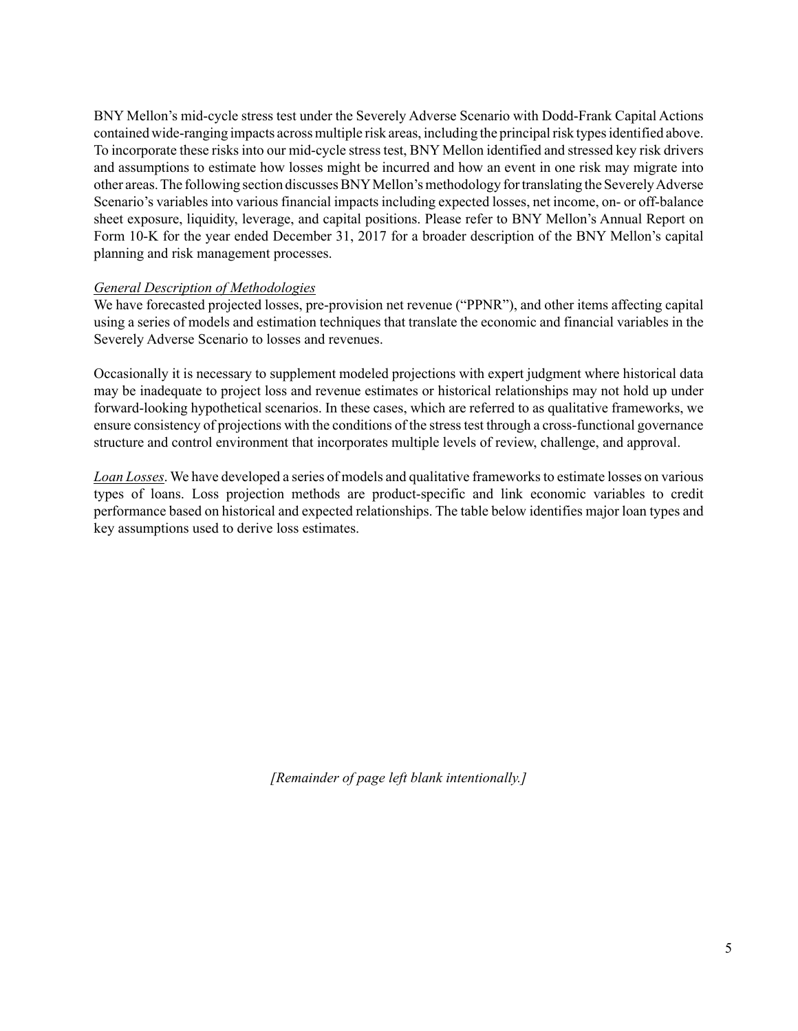BNY Mellon's mid-cycle stress test under the Severely Adverse Scenario with Dodd-Frank Capital Actions contained wide-ranging impacts across multiple risk areas, including the principal risk types identified above. To incorporate these risks into our mid-cycle stress test, BNY Mellon identified and stressed key risk drivers and assumptions to estimate how losses might be incurred and how an event in one risk may migrate into other areas. The following section discusses BNY Mellon's methodology for translating the Severely Adverse Scenario's variables into various financial impacts including expected losses, net income, on- or off-balance sheet exposure, liquidity, leverage, and capital positions. Please refer to BNY Mellon's Annual Report on Form 10-K for the year ended December 31, 2017 for a broader description of the BNY Mellon's capital planning and risk management processes.

*General Description of Methodologies*

We have forecasted projected losses, pre-provision net revenue ("PPNR"), and other items affecting capital using a series of models and estimation techniques that translate the economic and financial variables in the Severely Adverse Scenario to losses and revenues.

Occasionally it is necessary to supplement modeled projections with expert judgment where historical data may be inadequate to project loss and revenue estimates or historical relationships may not hold up under forward-looking hypothetical scenarios. In these cases, which are referred to as qualitative frameworks, we ensure consistency of projections with the conditions of the stress test through a cross-functional governance structure and control environment that incorporates multiple levels of review, challenge, and approval.

*Loan Losses*. We have developed a series of models and qualitative frameworks to estimate losses on various types of loans. Loss projection methods are product-specific and link economic variables to credit performance based on historical and expected relationships. The table below identifies major loan types and key assumptions used to derive loss estimates.

*[Remainder of page left blank intentionally.]*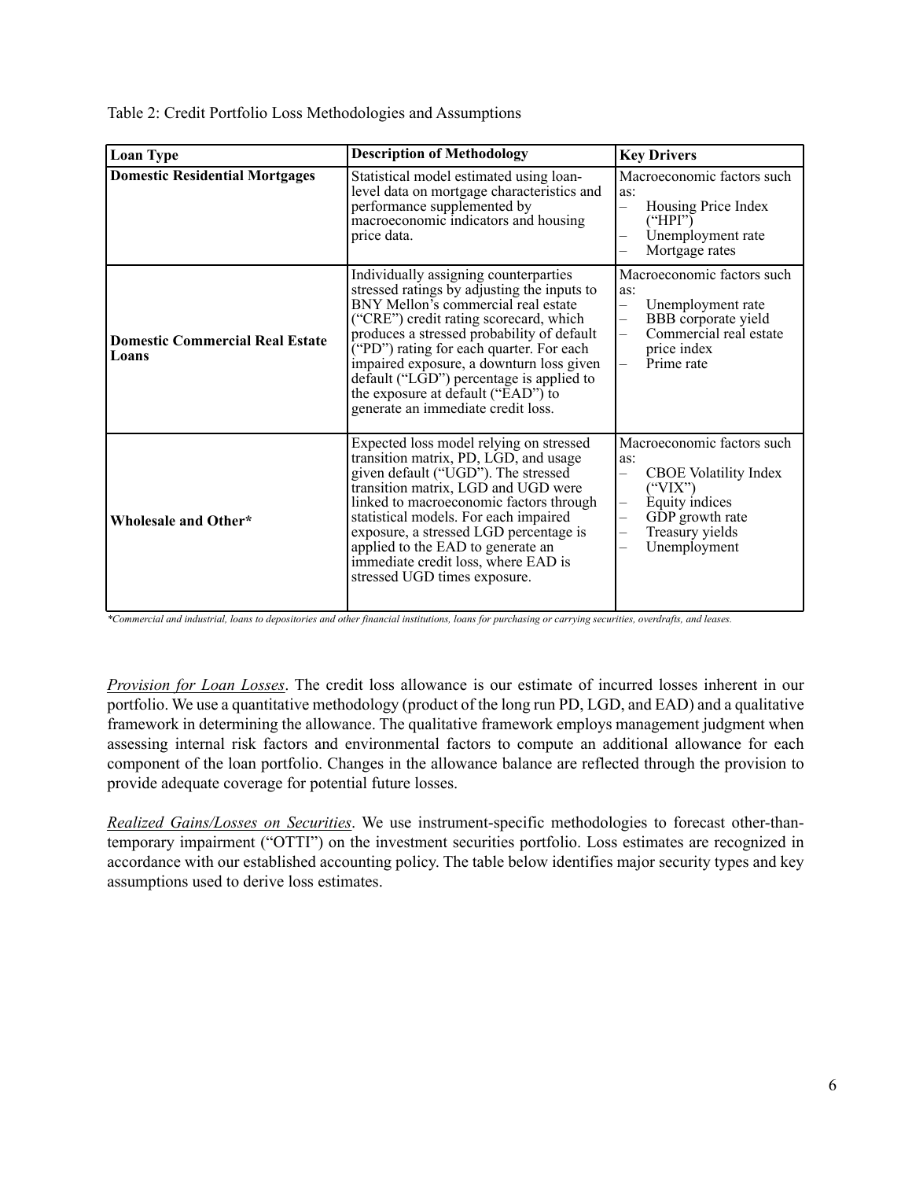Table 2: Credit Portfolio Loss Methodologies and Assumptions

| Loan Type | Description of Methodology | Key Drivers |
| --- | --- | --- |
| **Domestic Residential Mortgages** | Statistical model estimated using loan-level data on mortgage characteristics and performance supplemented by macroeconomic indicators and housing price data. | Macroeconomic factors such as: – Housing Price Index ("HPI") – Unemployment rate – Mortgage rates |
| **Domestic Commercial Real Estate Loans** | Individually assigning counterparties stressed ratings by adjusting the inputs to BNY Mellon's commercial real estate ("CRE") credit rating scorecard, which produces a stressed probability of default ("PD") rating for each quarter. For each impaired exposure, a downturn loss given default ("LGD") percentage is applied to the exposure at default ("EAD") to generate an immediate credit loss. | Macroeconomic factors such as: – Unemployment rate – BBB corporate yield – Commercial real estate price index – Prime rate |
| **Wholesale and Other*** | Expected loss model relying on stressed transition matrix, PD, LGD, and usage given default ("UGD"). The stressed transition matrix, LGD and UGD were linked to macroeconomic factors through statistical models. For each impaired exposure, a stressed LGD percentage is applied to the EAD to generate an immediate credit loss, where EAD is stressed UGD times exposure. | Macroeconomic factors such as: – CBOE Volatility Index ("VIX") – Equity indices – GDP growth rate – Treasury yields – Unemployment |

*\*Commercial and industrial, loans to depositories and other financial institutions, loans for purchasing or carrying securities, overdrafts, and leases.*

*Provision for Loan Losses*. The credit loss allowance is our estimate of incurred losses inherent in our portfolio. We use a quantitative methodology (product of the long run PD, LGD, and EAD) and a qualitative framework in determining the allowance. The qualitative framework employs management judgment when assessing internal risk factors and environmental factors to compute an additional allowance for each component of the loan portfolio. Changes in the allowance balance are reflected through the provision to provide adequate coverage for potential future losses.

*Realized Gains/Losses on Securities*. We use instrument-specific methodologies to forecast other-than-temporary impairment ("OTTI") on the investment securities portfolio. Loss estimates are recognized in accordance with our established accounting policy. The table below identifies major security types and key assumptions used to derive loss estimates.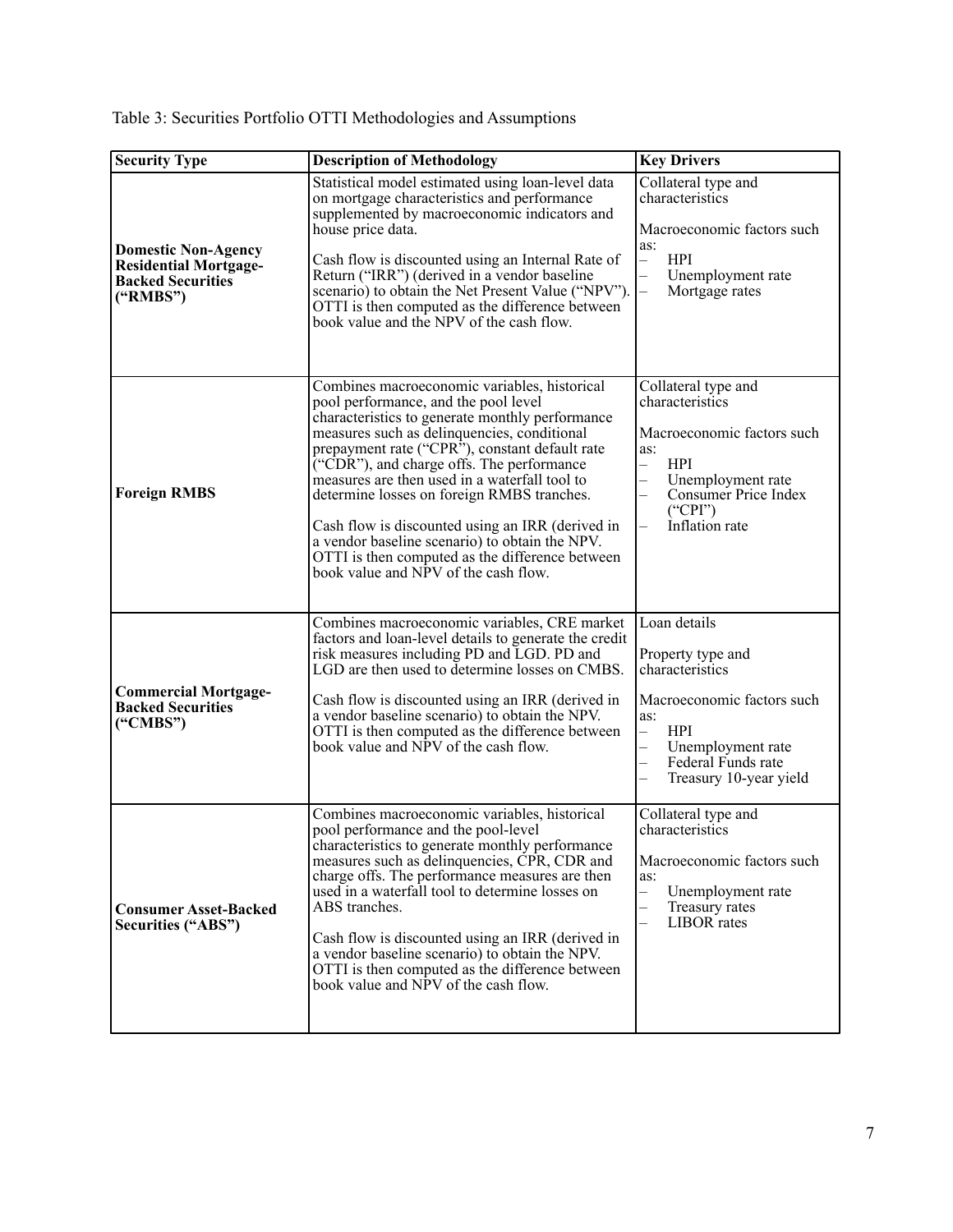Table 3: Securities Portfolio OTTI Methodologies and Assumptions

| Security Type | Description of Methodology | Key Drivers |
|---|---|---|
| **Domestic Non-Agency Residential Mortgage-Backed Securities ("RMBS")** | Statistical model estimated using loan-level data on mortgage characteristics and performance supplemented by macroeconomic indicators and house price data.<br><br>Cash flow is discounted using an Internal Rate of Return ("IRR") (derived in a vendor baseline scenario) to obtain the Net Present Value ("NPV"). OTTI is then computed as the difference between book value and the NPV of the cash flow. | Collateral type and characteristics<br><br>Macroeconomic factors such as:<br>– HPI<br>– Unemployment rate<br>– Mortgage rates |
| **Foreign RMBS** | Combines macroeconomic variables, historical pool performance, and the pool level characteristics to generate monthly performance measures such as delinquencies, conditional prepayment rate ("CPR"), constant default rate ("CDR"), and charge offs. The performance measures are then used in a waterfall tool to determine losses on foreign RMBS tranches.<br><br>Cash flow is discounted using an IRR (derived in a vendor baseline scenario) to obtain the NPV. OTTI is then computed as the difference between book value and NPV of the cash flow. | Collateral type and characteristics<br><br>Macroeconomic factors such as:<br>– HPI<br>– Unemployment rate<br>– Consumer Price Index ("CPI")<br>– Inflation rate |
| **Commercial Mortgage-Backed Securities ("CMBS")** | Combines macroeconomic variables, CRE market factors and loan-level details to generate the credit risk measures including PD and LGD. PD and LGD are then used to determine losses on CMBS.<br><br>Cash flow is discounted using an IRR (derived in a vendor baseline scenario) to obtain the NPV. OTTI is then computed as the difference between book value and NPV of the cash flow. | Loan details<br><br>Property type and characteristics<br><br>Macroeconomic factors such as:<br>– HPI<br>– Unemployment rate<br>– Federal Funds rate<br>– Treasury 10-year yield |
| **Consumer Asset-Backed Securities ("ABS")** | Combines macroeconomic variables, historical pool performance and the pool-level characteristics to generate monthly performance measures such as delinquencies, CPR, CDR and charge offs. The performance measures are then used in a waterfall tool to determine losses on ABS tranches.<br><br>Cash flow is discounted using an IRR (derived in a vendor baseline scenario) to obtain the NPV. OTTI is then computed as the difference between book value and NPV of the cash flow. | Collateral type and characteristics<br><br>Macroeconomic factors such as:<br>– Unemployment rate<br>– Treasury rates<br>– LIBOR rates |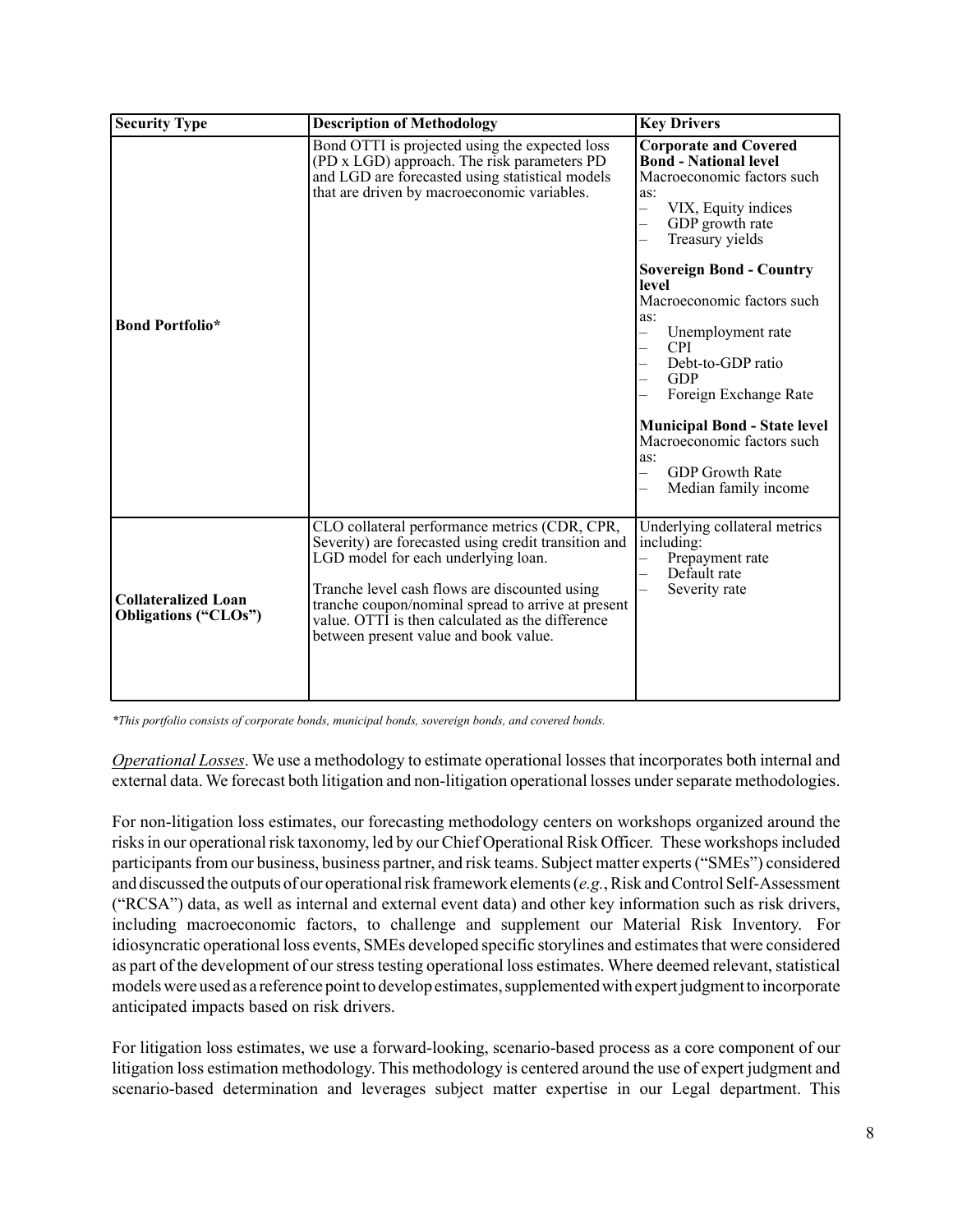| Security Type | Description of Methodology | Key Drivers |
|---|---|---|
| **Bond Portfolio*** | Bond OTTI is projected using the expected loss (PD x LGD) approach. The risk parameters PD and LGD are forecasted using statistical models that are driven by macroeconomic variables. | **Corporate and Covered Bond - National level** Macroeconomic factors such as: – VIX, Equity indices – GDP growth rate – Treasury yields **Sovereign Bond - Country level** Macroeconomic factors such as: – Unemployment rate – CPI – Debt-to-GDP ratio – GDP – Foreign Exchange Rate **Municipal Bond - State level** Macroeconomic factors such as: – GDP Growth Rate – Median family income |
| **Collateralized Loan Obligations ("CLOs")** | CLO collateral performance metrics (CDR, CPR, Severity) are forecasted using credit transition and LGD model for each underlying loan. Tranche level cash flows are discounted using tranche coupon/nominal spread to arrive at present value. OTTI is then calculated as the difference between present value and book value. | Underlying collateral metrics including: – Prepayment rate – Default rate – Severity rate |

*\*This portfolio consists of corporate bonds, municipal bonds, sovereign bonds, and covered bonds.*

*Operational Losses*. We use a methodology to estimate operational losses that incorporates both internal and external data. We forecast both litigation and non-litigation operational losses under separate methodologies.

For non-litigation loss estimates, our forecasting methodology centers on workshops organized around the risks in our operational risk taxonomy, led by our Chief Operational Risk Officer. These workshops included participants from our business, business partner, and risk teams. Subject matter experts ("SMEs") considered and discussed the outputs of our operational risk framework elements (*e.g.*, Risk and Control Self-Assessment ("RCSA") data, as well as internal and external event data) and other key information such as risk drivers, including macroeconomic factors, to challenge and supplement our Material Risk Inventory. For idiosyncratic operational loss events, SMEs developed specific storylines and estimates that were considered as part of the development of our stress testing operational loss estimates. Where deemed relevant, statistical models were used as a reference point to develop estimates, supplemented with expert judgment to incorporate anticipated impacts based on risk drivers.

For litigation loss estimates, we use a forward-looking, scenario-based process as a core component of our litigation loss estimation methodology. This methodology is centered around the use of expert judgment and scenario-based determination and leverages subject matter expertise in our Legal department. This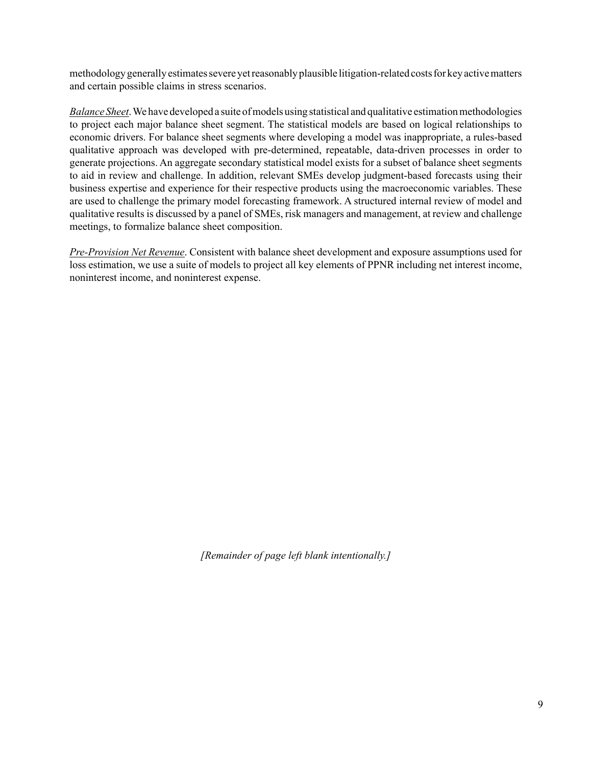methodology generally estimates severe yet reasonably plausible litigation-related costs for key active matters and certain possible claims in stress scenarios.

*Balance Sheet*. We have developed a suite of models using statistical and qualitative estimation methodologies to project each major balance sheet segment. The statistical models are based on logical relationships to economic drivers. For balance sheet segments where developing a model was inappropriate, a rules-based qualitative approach was developed with pre-determined, repeatable, data-driven processes in order to generate projections. An aggregate secondary statistical model exists for a subset of balance sheet segments to aid in review and challenge. In addition, relevant SMEs develop judgment-based forecasts using their business expertise and experience for their respective products using the macroeconomic variables. These are used to challenge the primary model forecasting framework. A structured internal review of model and qualitative results is discussed by a panel of SMEs, risk managers and management, at review and challenge meetings, to formalize balance sheet composition.

*Pre-Provision Net Revenue*. Consistent with balance sheet development and exposure assumptions used for loss estimation, we use a suite of models to project all key elements of PPNR including net interest income, noninterest income, and noninterest expense.

*[Remainder of page left blank intentionally.]*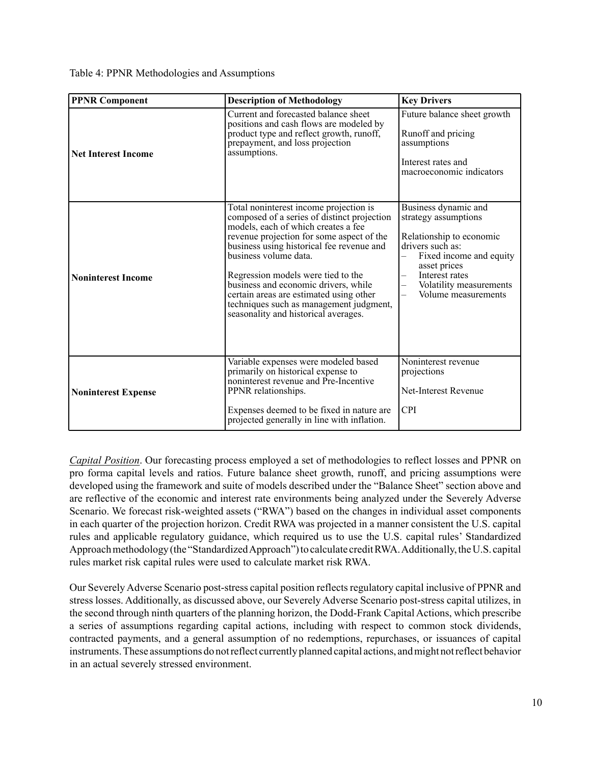Table 4: PPNR Methodologies and Assumptions

| PPNR Component | Description of Methodology | Key Drivers |
|---|---|---|
| **Net Interest Income** | Current and forecasted balance sheet positions and cash flows are modeled by product type and reflect growth, runoff, prepayment, and loss projection assumptions. | Future balance sheet growth<br><br>Runoff and pricing assumptions<br><br>Interest rates and macroeconomic indicators |
| **Noninterest Income** | Total noninterest income projection is composed of a series of distinct projection models, each of which creates a fee revenue projection for some aspect of the business using historical fee revenue and business volume data.<br><br>Regression models were tied to the business and economic drivers, while certain areas are estimated using other techniques such as management judgment, seasonality and historical averages. | Business dynamic and strategy assumptions<br><br>Relationship to economic drivers such as:<br>– Fixed income and equity asset prices<br>– Interest rates<br>– Volatility measurements<br>– Volume measurements |
| **Noninterest Expense** | Variable expenses were modeled based primarily on historical expense to noninterest revenue and Pre-Incentive PPNR relationships.<br><br>Expenses deemed to be fixed in nature are projected generally in line with inflation. | Noninterest revenue projections<br><br>Net-Interest Revenue<br><br>CPI |

*Capital Position*. Our forecasting process employed a set of methodologies to reflect losses and PPNR on pro forma capital levels and ratios. Future balance sheet growth, runoff, and pricing assumptions were developed using the framework and suite of models described under the "Balance Sheet" section above and are reflective of the economic and interest rate environments being analyzed under the Severely Adverse Scenario. We forecast risk-weighted assets ("RWA") based on the changes in individual asset components in each quarter of the projection horizon. Credit RWA was projected in a manner consistent the U.S. capital rules and applicable regulatory guidance, which required us to use the U.S. capital rules' Standardized Approach methodology (the "Standardized Approach") to calculate credit RWA. Additionally, the U.S. capital rules market risk capital rules were used to calculate market risk RWA.

Our Severely Adverse Scenario post-stress capital position reflects regulatory capital inclusive of PPNR and stress losses. Additionally, as discussed above, our Severely Adverse Scenario post-stress capital utilizes, in the second through ninth quarters of the planning horizon, the Dodd-Frank Capital Actions, which prescribe a series of assumptions regarding capital actions, including with respect to common stock dividends, contracted payments, and a general assumption of no redemptions, repurchases, or issuances of capital instruments. These assumptions do not reflect currently planned capital actions, and might not reflect behavior in an actual severely stressed environment.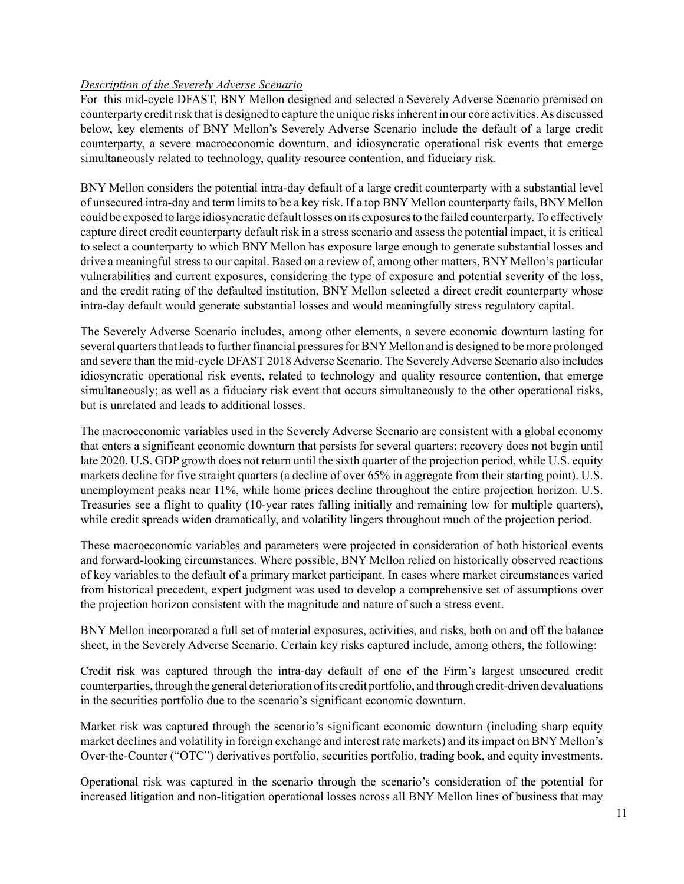*Description of the Severely Adverse Scenario*

For this mid-cycle DFAST, BNY Mellon designed and selected a Severely Adverse Scenario premised on counterparty credit risk that is designed to capture the unique risks inherent in our core activities. As discussed below, key elements of BNY Mellon's Severely Adverse Scenario include the default of a large credit counterparty, a severe macroeconomic downturn, and idiosyncratic operational risk events that emerge simultaneously related to technology, quality resource contention, and fiduciary risk.

BNY Mellon considers the potential intra-day default of a large credit counterparty with a substantial level of unsecured intra-day and term limits to be a key risk. If a top BNY Mellon counterparty fails, BNY Mellon could be exposed to large idiosyncratic default losses on its exposures to the failed counterparty. To effectively capture direct credit counterparty default risk in a stress scenario and assess the potential impact, it is critical to select a counterparty to which BNY Mellon has exposure large enough to generate substantial losses and drive a meaningful stress to our capital. Based on a review of, among other matters, BNY Mellon's particular vulnerabilities and current exposures, considering the type of exposure and potential severity of the loss, and the credit rating of the defaulted institution, BNY Mellon selected a direct credit counterparty whose intra-day default would generate substantial losses and would meaningfully stress regulatory capital.

The Severely Adverse Scenario includes, among other elements, a severe economic downturn lasting for several quarters that leads to further financial pressures for BNY Mellon and is designed to be more prolonged and severe than the mid-cycle DFAST 2018 Adverse Scenario. The Severely Adverse Scenario also includes idiosyncratic operational risk events, related to technology and quality resource contention, that emerge simultaneously; as well as a fiduciary risk event that occurs simultaneously to the other operational risks, but is unrelated and leads to additional losses.

The macroeconomic variables used in the Severely Adverse Scenario are consistent with a global economy that enters a significant economic downturn that persists for several quarters; recovery does not begin until late 2020. U.S. GDP growth does not return until the sixth quarter of the projection period, while U.S. equity markets decline for five straight quarters (a decline of over 65% in aggregate from their starting point). U.S. unemployment peaks near 11%, while home prices decline throughout the entire projection horizon. U.S. Treasuries see a flight to quality (10-year rates falling initially and remaining low for multiple quarters), while credit spreads widen dramatically, and volatility lingers throughout much of the projection period.

These macroeconomic variables and parameters were projected in consideration of both historical events and forward-looking circumstances. Where possible, BNY Mellon relied on historically observed reactions of key variables to the default of a primary market participant. In cases where market circumstances varied from historical precedent, expert judgment was used to develop a comprehensive set of assumptions over the projection horizon consistent with the magnitude and nature of such a stress event.

BNY Mellon incorporated a full set of material exposures, activities, and risks, both on and off the balance sheet, in the Severely Adverse Scenario. Certain key risks captured include, among others, the following:

Credit risk was captured through the intra-day default of one of the Firm's largest unsecured credit counterparties, through the general deterioration of its credit portfolio, and through credit-driven devaluations in the securities portfolio due to the scenario's significant economic downturn.

Market risk was captured through the scenario's significant economic downturn (including sharp equity market declines and volatility in foreign exchange and interest rate markets) and its impact on BNY Mellon's Over-the-Counter ("OTC") derivatives portfolio, securities portfolio, trading book, and equity investments.

Operational risk was captured in the scenario through the scenario's consideration of the potential for increased litigation and non-litigation operational losses across all BNY Mellon lines of business that may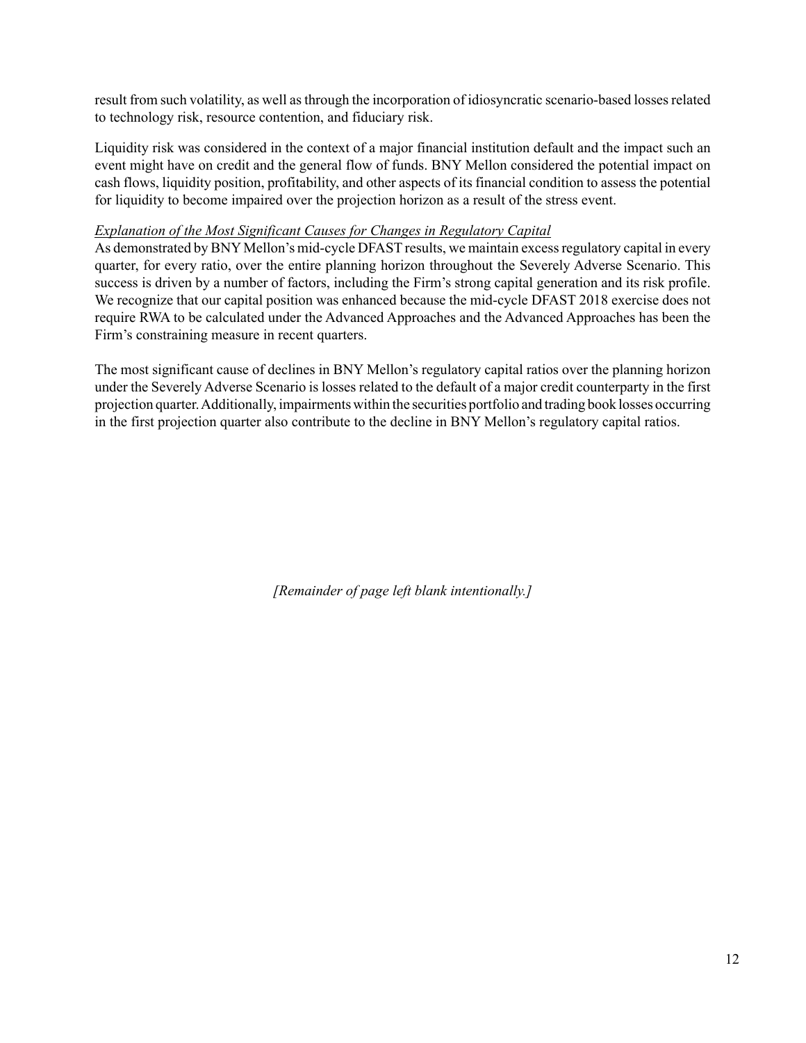result from such volatility, as well as through the incorporation of idiosyncratic scenario-based losses related to technology risk, resource contention, and fiduciary risk.

Liquidity risk was considered in the context of a major financial institution default and the impact such an event might have on credit and the general flow of funds. BNY Mellon considered the potential impact on cash flows, liquidity position, profitability, and other aspects of its financial condition to assess the potential for liquidity to become impaired over the projection horizon as a result of the stress event.

*Explanation of the Most Significant Causes for Changes in Regulatory Capital*

As demonstrated by BNY Mellon's mid-cycle DFAST results, we maintain excess regulatory capital in every quarter, for every ratio, over the entire planning horizon throughout the Severely Adverse Scenario. This success is driven by a number of factors, including the Firm's strong capital generation and its risk profile. We recognize that our capital position was enhanced because the mid-cycle DFAST 2018 exercise does not require RWA to be calculated under the Advanced Approaches and the Advanced Approaches has been the Firm's constraining measure in recent quarters.

The most significant cause of declines in BNY Mellon's regulatory capital ratios over the planning horizon under the Severely Adverse Scenario is losses related to the default of a major credit counterparty in the first projection quarter. Additionally, impairments within the securities portfolio and trading book losses occurring in the first projection quarter also contribute to the decline in BNY Mellon's regulatory capital ratios.

*[Remainder of page left blank intentionally.]*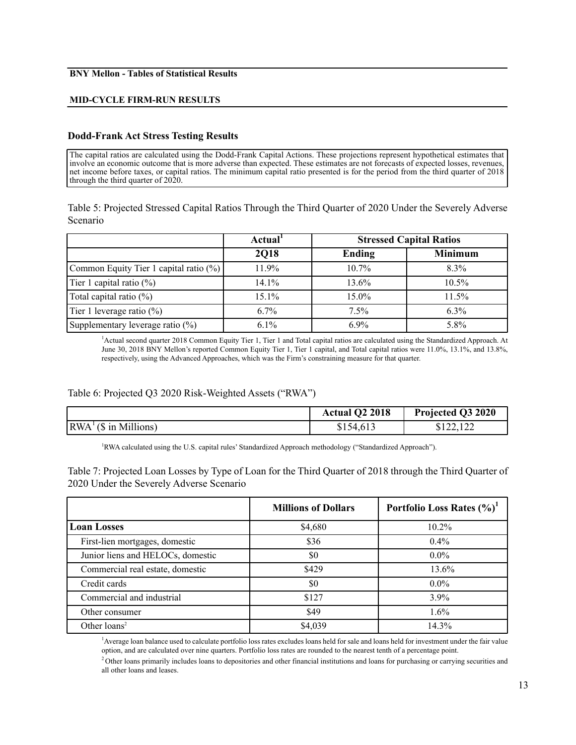**BNY Mellon - Tables of Statistical Results**

**MID-CYCLE FIRM-RUN RESULTS**

### Dodd-Frank Act Stress Testing Results

The capital ratios are calculated using the Dodd-Frank Capital Actions. These projections represent hypothetical estimates that involve an economic outcome that is more adverse than expected. These estimates are not forecasts of expected losses, revenues, net income before taxes, or capital ratios. The minimum capital ratio presented is for the period from the third quarter of 2018 through the third quarter of 2020.

Table 5: Projected Stressed Capital Ratios Through the Third Quarter of 2020 Under the Severely Adverse Scenario

| | Actual[1] | Stressed Capital Ratios | |
|---|---|---|---|
| | 2Q18 | Ending | Minimum |
| Common Equity Tier 1 capital ratio (%) | 11.9% | 10.7% | 8.3% |
| Tier 1 capital ratio (%) | 14.1% | 13.6% | 10.5% |
| Total capital ratio (%) | 15.1% | 15.0% | 11.5% |
| Tier 1 leverage ratio (%) | 6.7% | 7.5% | 6.3% |
| Supplementary leverage ratio (%) | 6.1% | 6.9% | 5.8% |

[1]Actual second quarter 2018 Common Equity Tier 1, Tier 1 and Total capital ratios are calculated using the Standardized Approach. At June 30, 2018 BNY Mellon's reported Common Equity Tier 1, Tier 1 capital, and Total capital ratios were 11.0%, 13.1%, and 13.8%, respectively, using the Advanced Approaches, which was the Firm's constraining measure for that quarter.

Table 6: Projected Q3 2020 Risk-Weighted Assets ("RWA")

| | Actual Q2 2018 | Projected Q3 2020 |
|---|---|---|
| RWA[1] ($ in Millions) | $154,613 | $122,122 |

[1]RWA calculated using the U.S. capital rules' Standardized Approach methodology ("Standardized Approach").

Table 7: Projected Loan Losses by Type of Loan for the Third Quarter of 2018 through the Third Quarter of 2020 Under the Severely Adverse Scenario

| | Millions of Dollars | Portfolio Loss Rates (%)[1] |
|---|---|---|
| **Loan Losses** | $4,680 | 10.2% |
| First-lien mortgages, domestic | $36 | 0.4% |
| Junior liens and HELOCs, domestic | $0 | 0.0% |
| Commercial real estate, domestic | $429 | 13.6% |
| Credit cards | $0 | 0.0% |
| Commercial and industrial | $127 | 3.9% |
| Other consumer | $49 | 1.6% |
| Other loans[2] | $4,039 | 14.3% |

[1]Average loan balance used to calculate portfolio loss rates excludes loans held for sale and loans held for investment under the fair value option, and are calculated over nine quarters. Portfolio loss rates are rounded to the nearest tenth of a percentage point.

[2]Other loans primarily includes loans to depositories and other financial institutions and loans for purchasing or carrying securities and all other loans and leases.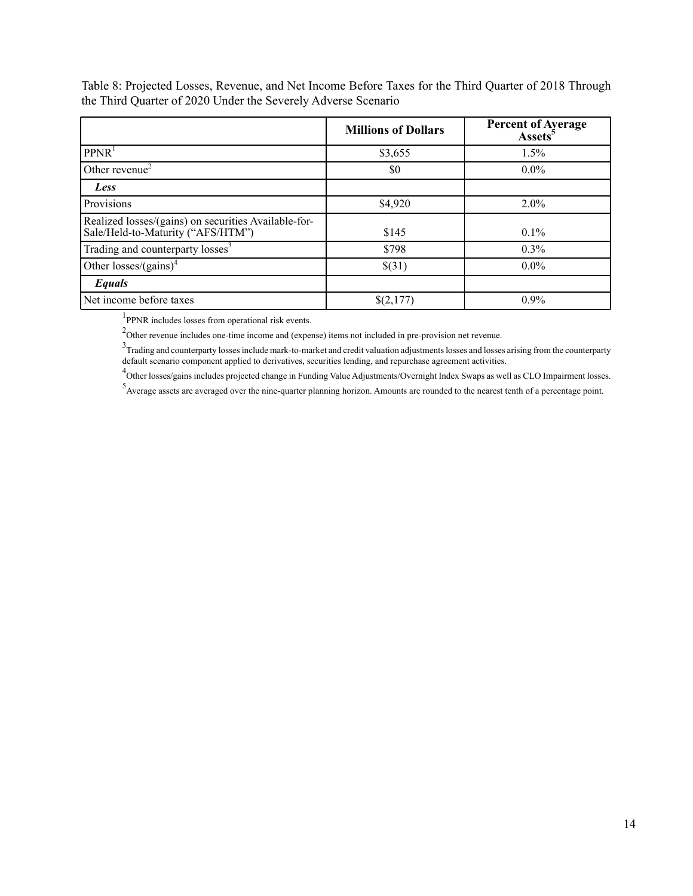Table 8: Projected Losses, Revenue, and Net Income Before Taxes for the Third Quarter of 2018 Through the Third Quarter of 2020 Under the Severely Adverse Scenario

| | **Millions of Dollars** | **Percent of Average Assets**[5] |
|---|---|---|
| PPNR[1] | $3,655 | 1.5% |
| Other revenue[2] | $0 | 0.0% |
| ***Less*** | | |
| Provisions | $4,920 | 2.0% |
| Realized losses/(gains) on securities Available-for-Sale/Held-to-Maturity (“AFS/HTM”) | $145 | 0.1% |
| Trading and counterparty losses[3] | $798 | 0.3% |
| Other losses/(gains)[4] | $(31) | 0.0% |
| ***Equals*** | | |
| Net income before taxes | $(2,177) | 0.9% |

[1]PPNR includes losses from operational risk events.

[2]Other revenue includes one-time income and (expense) items not included in pre-provision net revenue.

[3]Trading and counterparty losses include mark-to-market and credit valuation adjustments losses and losses arising from the counterparty default scenario component applied to derivatives, securities lending, and repurchase agreement activities.

[4]Other losses/gains includes projected change in Funding Value Adjustments/Overnight Index Swaps as well as CLO Impairment losses.

[5]Average assets are averaged over the nine-quarter planning horizon. Amounts are rounded to the nearest tenth of a percentage point.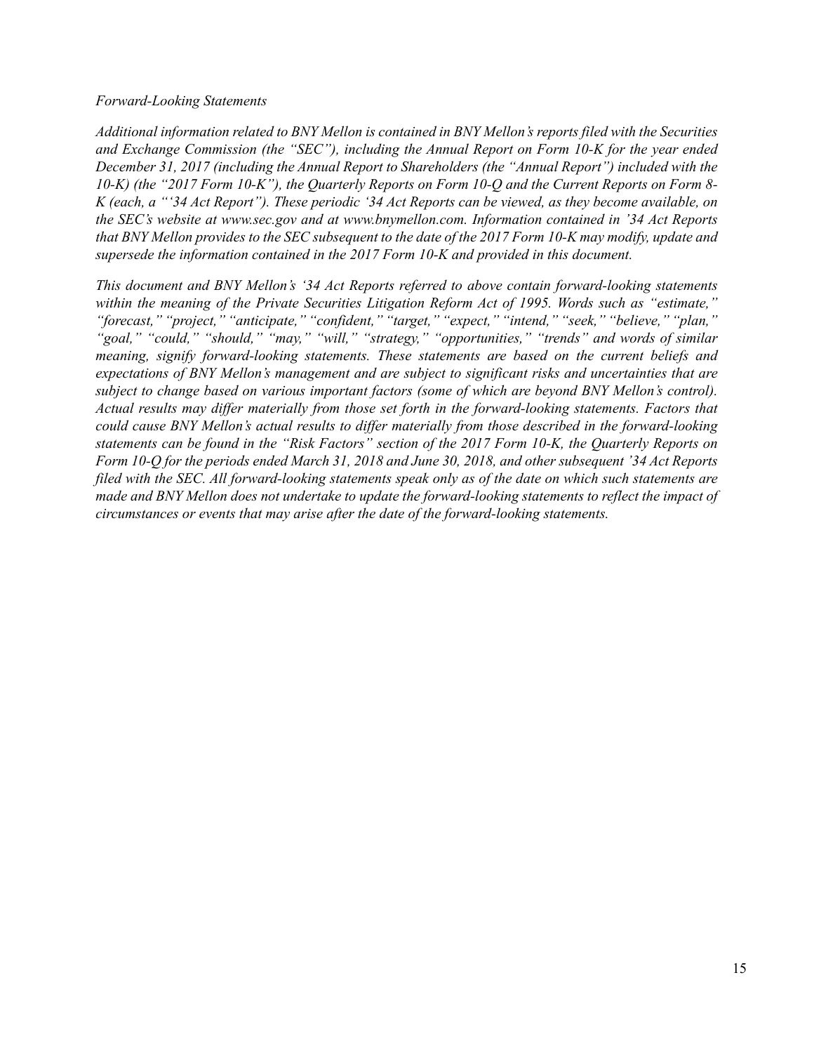*Forward-Looking Statements*

*Additional information related to BNY Mellon is contained in BNY Mellon's reports filed with the Securities and Exchange Commission (the "SEC"), including the Annual Report on Form 10-K for the year ended December 31, 2017 (including the Annual Report to Shareholders (the "Annual Report") included with the 10-K) (the "2017 Form 10-K"), the Quarterly Reports on Form 10-Q and the Current Reports on Form 8-K (each, a "'34 Act Report"). These periodic '34 Act Reports can be viewed, as they become available, on the SEC's website at www.sec.gov and at www.bnymellon.com. Information contained in '34 Act Reports that BNY Mellon provides to the SEC subsequent to the date of the 2017 Form 10-K may modify, update and supersede the information contained in the 2017 Form 10-K and provided in this document.*

*This document and BNY Mellon's '34 Act Reports referred to above contain forward-looking statements within the meaning of the Private Securities Litigation Reform Act of 1995. Words such as "estimate," "forecast," "project," "anticipate," "confident," "target," "expect," "intend," "seek," "believe," "plan," "goal," "could," "should," "may," "will," "strategy," "opportunities," "trends" and words of similar meaning, signify forward-looking statements. These statements are based on the current beliefs and expectations of BNY Mellon's management and are subject to significant risks and uncertainties that are subject to change based on various important factors (some of which are beyond BNY Mellon's control). Actual results may differ materially from those set forth in the forward-looking statements. Factors that could cause BNY Mellon's actual results to differ materially from those described in the forward-looking statements can be found in the "Risk Factors" section of the 2017 Form 10-K, the Quarterly Reports on Form 10-Q for the periods ended March 31, 2018 and June 30, 2018, and other subsequent '34 Act Reports filed with the SEC. All forward-looking statements speak only as of the date on which such statements are made and BNY Mellon does not undertake to update the forward-looking statements to reflect the impact of circumstances or events that may arise after the date of the forward-looking statements.*